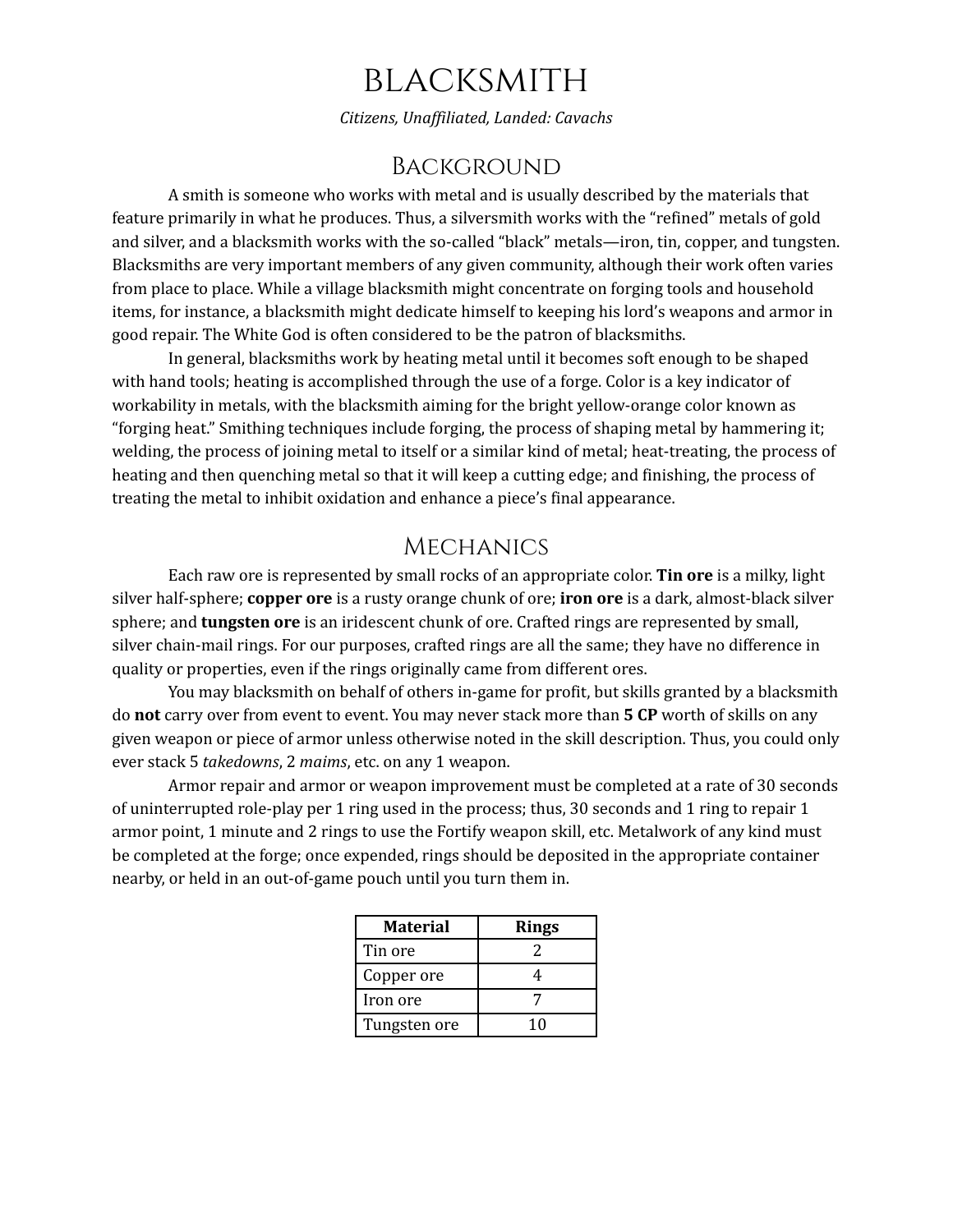# BLACKSMITH

*Citizens, Unaffiliated, Landed: Cavachs*

## Background

A smith is someone who works with metal and is usually described by the materials that feature primarily in what he produces. Thus, a silversmith works with the "refined" metals of gold and silver, and a blacksmith works with the so-called "black" metals—iron, tin, copper, and tungsten. Blacksmiths are very important members of any given community, although their work often varies from place to place. While a village blacksmith might concentrate on forging tools and household items, for instance, a blacksmith might dedicate himself to keeping his lord's weapons and armor in good repair. The White God is often considered to be the patron of blacksmiths.

In general, blacksmiths work by heating metal until it becomes soft enough to be shaped with hand tools; heating is accomplished through the use of a forge. Color is a key indicator of workability in metals, with the blacksmith aiming for the bright yellow-orange color known as "forging heat." Smithing techniques include forging, the process of shaping metal by hammering it; welding, the process of joining metal to itself or a similar kind of metal; heat-treating, the process of heating and then quenching metal so that it will keep a cutting edge; and finishing, the process of treating the metal to inhibit oxidation and enhance a piece's final appearance.

## Mechanics

Each raw ore is represented by small rocks of an appropriate color. **Tin ore** is a milky, light silver half-sphere; **copper ore** is a rusty orange chunk of ore; **iron ore** is a dark, almost-black silver sphere; and **tungsten ore** is an iridescent chunk of ore. Crafted rings are represented by small, silver chain-mail rings. For our purposes, crafted rings are all the same; they have no difference in quality or properties, even if the rings originally came from different ores.

You may blacksmith on behalf of others in-game for profit, but skills granted by a blacksmith do **not** carry over from event to event. You may never stack more than **5 CP** worth of skills on any given weapon or piece of armor unless otherwise noted in the skill description. Thus, you could only ever stack 5 *takedowns*, 2 *maims*, etc. on any 1 weapon.

Armor repair and armor or weapon improvement must be completed at a rate of 30 seconds of uninterrupted role-play per 1 ring used in the process; thus, 30 seconds and 1 ring to repair 1 armor point, 1 minute and 2 rings to use the Fortify weapon skill, etc. Metalwork of any kind must be completed at the forge; once expended, rings should be deposited in the appropriate container nearby, or held in an out-of-game pouch until you turn them in.

| Material | Rings |
|---|---|
| Tin ore | 2 |
| Copper ore | 4 |
| Iron ore | 7 |
| Tungsten ore | 10 |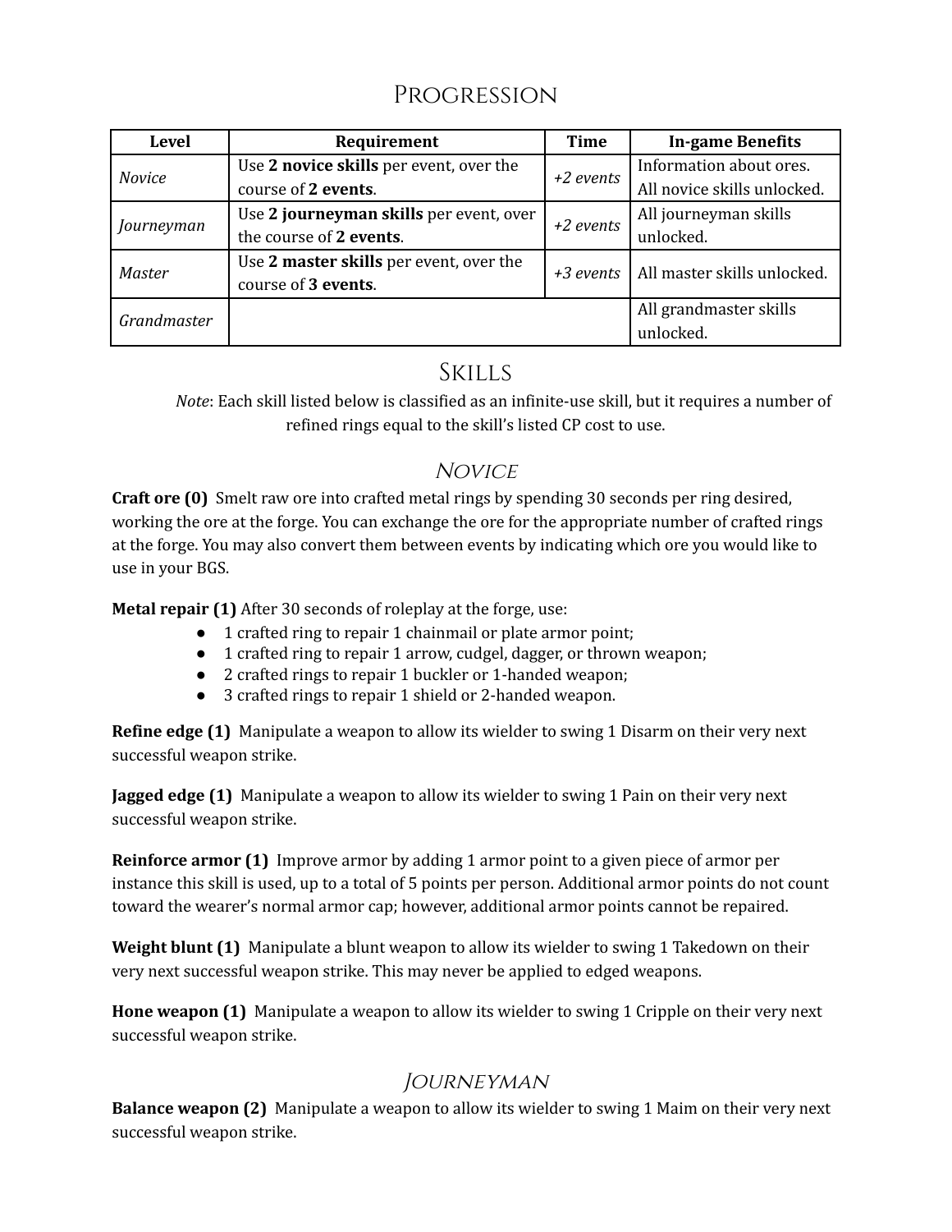# Progression

| Level | Requirement | Time | In-game Benefits |
|---|---|---|---|
| *Novice* | Use **2 novice skills** per event, over the course of **2 events**. | *+2 events* | Information about ores. All novice skills unlocked. |
| *Journeyman* | Use **2 journeyman skills** per event, over the course of **2 events**. | *+2 events* | All journeyman skills unlocked. |
| *Master* | Use **2 master skills** per event, over the course of **3 events**. | *+3 events* | All master skills unlocked. |
| *Grandmaster* | | | All grandmaster skills unlocked. |

# Skills

*Note*: Each skill listed below is classified as an infinite-use skill, but it requires a number of refined rings equal to the skill's listed CP cost to use.

## *Novice*

**Craft ore (0)** Smelt raw ore into crafted metal rings by spending 30 seconds per ring desired, working the ore at the forge. You can exchange the ore for the appropriate number of crafted rings at the forge. You may also convert them between events by indicating which ore you would like to use in your BGS.

**Metal repair (1)** After 30 seconds of roleplay at the forge, use:

- 1 crafted ring to repair 1 chainmail or plate armor point;
- 1 crafted ring to repair 1 arrow, cudgel, dagger, or thrown weapon;
- 2 crafted rings to repair 1 buckler or 1-handed weapon;
- 3 crafted rings to repair 1 shield or 2-handed weapon.

**Refine edge (1)** Manipulate a weapon to allow its wielder to swing 1 Disarm on their very next successful weapon strike.

**Jagged edge (1)** Manipulate a weapon to allow its wielder to swing 1 Pain on their very next successful weapon strike.

**Reinforce armor (1)** Improve armor by adding 1 armor point to a given piece of armor per instance this skill is used, up to a total of 5 points per person. Additional armor points do not count toward the wearer's normal armor cap; however, additional armor points cannot be repaired.

**Weight blunt (1)** Manipulate a blunt weapon to allow its wielder to swing 1 Takedown on their very next successful weapon strike. This may never be applied to edged weapons.

**Hone weapon (1)** Manipulate a weapon to allow its wielder to swing 1 Cripple on their very next successful weapon strike.

## *Journeyman*

**Balance weapon (2)** Manipulate a weapon to allow its wielder to swing 1 Maim on their very next successful weapon strike.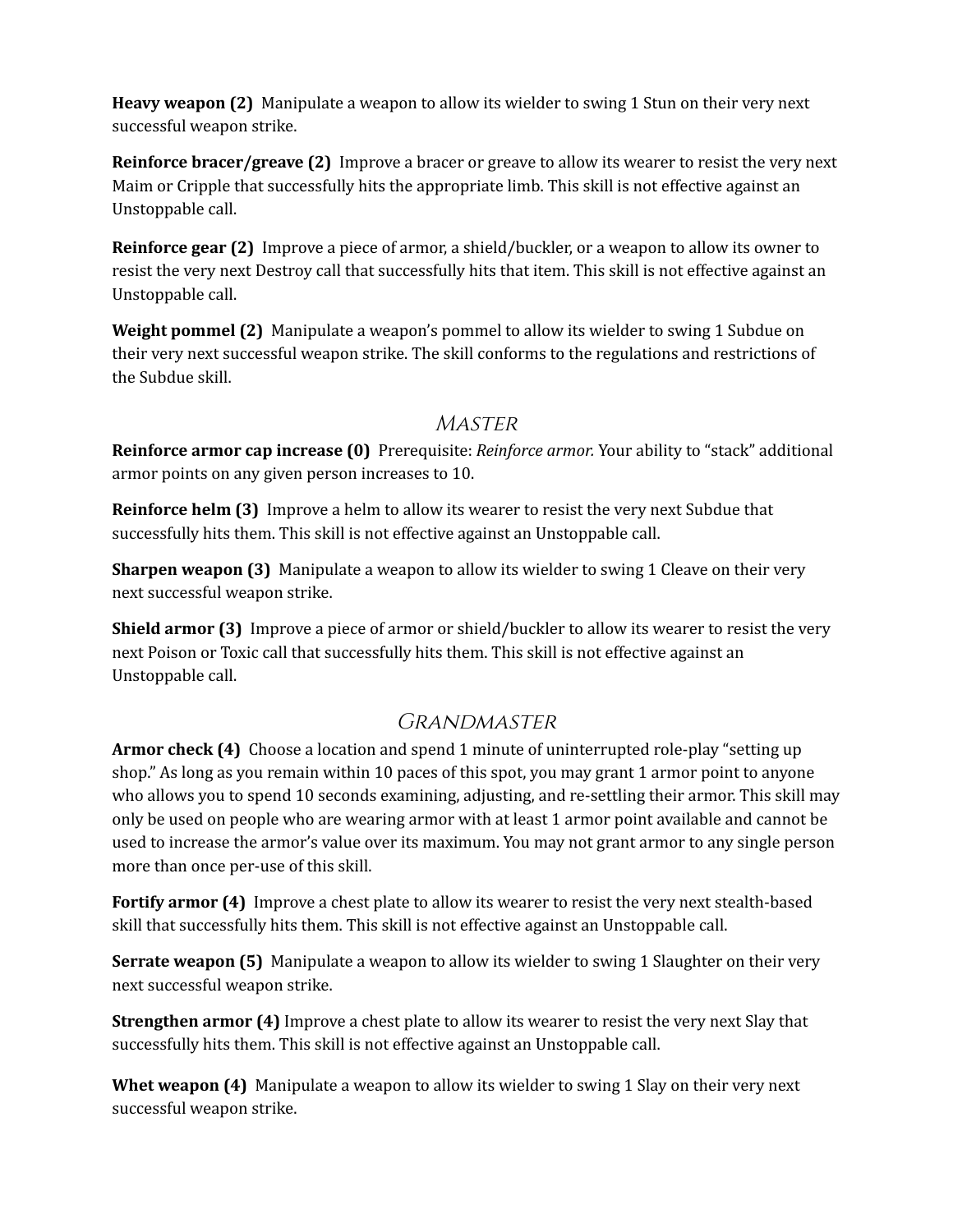**Heavy weapon (2)** Manipulate a weapon to allow its wielder to swing 1 Stun on their very next successful weapon strike.

**Reinforce bracer/greave (2)** Improve a bracer or greave to allow its wearer to resist the very next Maim or Cripple that successfully hits the appropriate limb. This skill is not effective against an Unstoppable call.

**Reinforce gear (2)** Improve a piece of armor, a shield/buckler, or a weapon to allow its owner to resist the very next Destroy call that successfully hits that item. This skill is not effective against an Unstoppable call.

**Weight pommel (2)** Manipulate a weapon's pommel to allow its wielder to swing 1 Subdue on their very next successful weapon strike. The skill conforms to the regulations and restrictions of the Subdue skill.

## Master

**Reinforce armor cap increase (0)** Prerequisite: *Reinforce armor.* Your ability to "stack" additional armor points on any given person increases to 10.

**Reinforce helm (3)** Improve a helm to allow its wearer to resist the very next Subdue that successfully hits them. This skill is not effective against an Unstoppable call.

**Sharpen weapon (3)** Manipulate a weapon to allow its wielder to swing 1 Cleave on their very next successful weapon strike.

**Shield armor (3)** Improve a piece of armor or shield/buckler to allow its wearer to resist the very next Poison or Toxic call that successfully hits them. This skill is not effective against an Unstoppable call.

## Grandmaster

**Armor check (4)** Choose a location and spend 1 minute of uninterrupted role-play "setting up shop." As long as you remain within 10 paces of this spot, you may grant 1 armor point to anyone who allows you to spend 10 seconds examining, adjusting, and re-settling their armor. This skill may only be used on people who are wearing armor with at least 1 armor point available and cannot be used to increase the armor's value over its maximum. You may not grant armor to any single person more than once per-use of this skill.

**Fortify armor (4)** Improve a chest plate to allow its wearer to resist the very next stealth-based skill that successfully hits them. This skill is not effective against an Unstoppable call.

**Serrate weapon (5)** Manipulate a weapon to allow its wielder to swing 1 Slaughter on their very next successful weapon strike.

**Strengthen armor (4)** Improve a chest plate to allow its wearer to resist the very next Slay that successfully hits them. This skill is not effective against an Unstoppable call.

**Whet weapon (4)** Manipulate a weapon to allow its wielder to swing 1 Slay on their very next successful weapon strike.